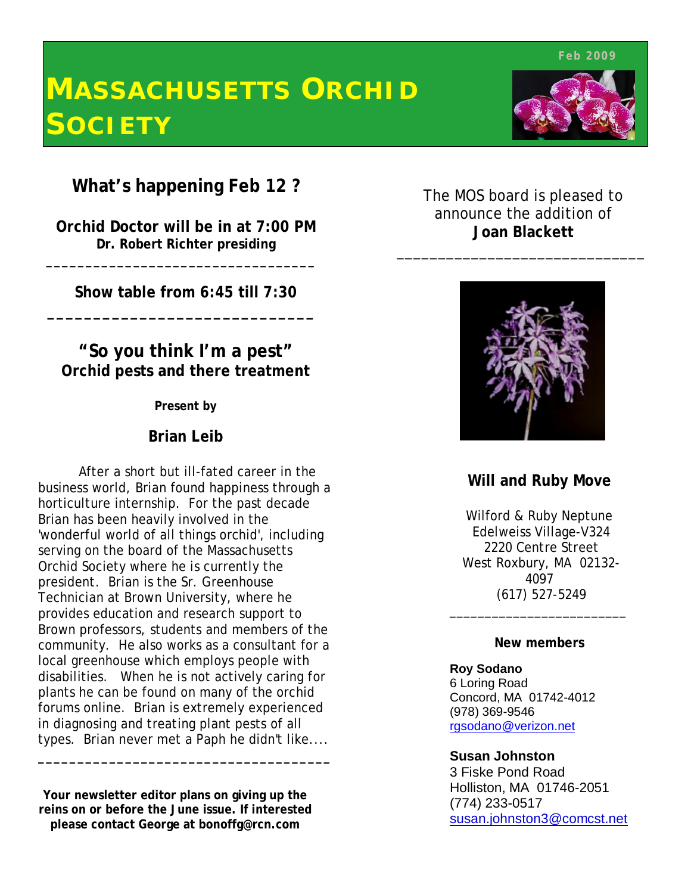Feb 2009

# MASSACHUSETTS ORCHID SOCIETY

## What's happening Feb 12 ?

**Orchid Doctor will be in at 7:00 PM**
**Dr. Robert Richter presiding**

---

**Show table from 6:45 till 7:30**

---

## "So you think I'm a pest"
**Orchid pests and there treatment**

**Present by**

**Brian Leib**

After a short but ill-fated career in the business world, Brian found happiness through a horticulture internship. For the past decade Brian has been heavily involved in the 'wonderful world of all things orchid', including serving on the board of the Massachusetts Orchid Society where he is currently the president. Brian is the Sr. Greenhouse Technician at Brown University, where he provides education and research support to Brown professors, students and members of the community. He also works as a consultant for a local greenhouse which employs people with disabilities. When he is not actively caring for plants he can be found on many of the orchid forums online. Brian is extremely experienced in diagnosing and treating plant pests of all types. Brian never met a Paph he didn't like....

---

**Your newsletter editor plans on giving up the reins on or before the June issue. If interested please contact George at bonoffg@rcn.com**

The MOS board is pleased to announce the addition of **Joan Blackett**

---

## Will and Ruby Move

Wilford & Ruby Neptune
Edelweiss Village-V324
2220 Centre Street
West Roxbury, MA 02132-4097
(617) 527-5249

---

**New members**

**Roy Sodano**
6 Loring Road
Concord, MA 01742-4012
(978) 369-9546
rgsodano@verizon.net

**Susan Johnston**
3 Fiske Pond Road
Holliston, MA 01746-2051
(774) 233-0517
susan.johnston3@comcast.net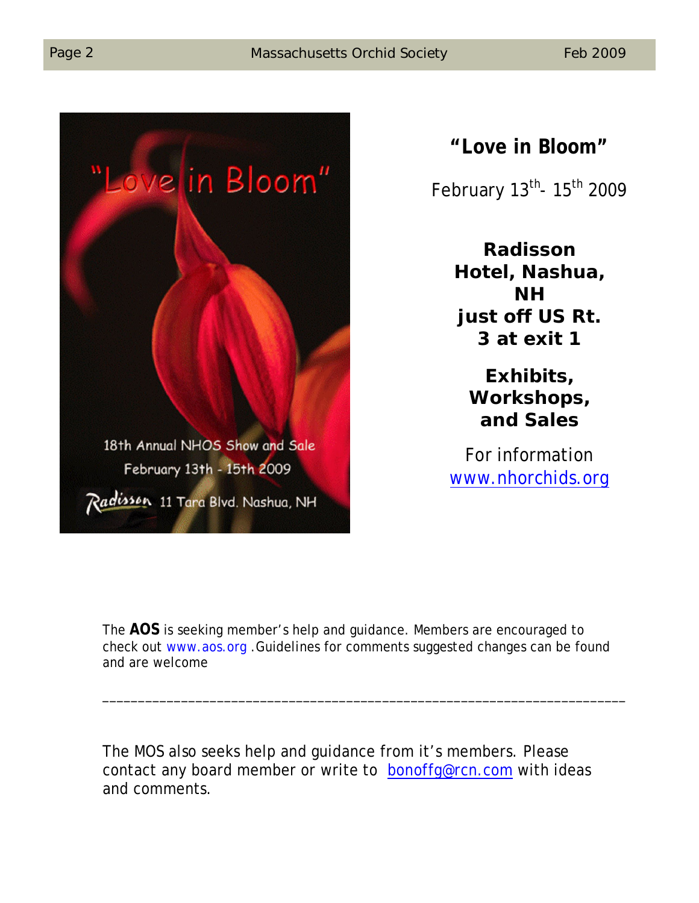**"Love in Bloom"**

February 13th- 15th 2009

**Radisson Hotel, Nashua, NH just off US Rt. 3 at exit 1**

**Exhibits, Workshops, and Sales**

For information
www.nhorchids.org

The **AOS** is seeking member's help and guidance. Members are encouraged to check out www.aos.org .Guidelines for comments suggested changes can be found and are welcome

---

The MOS also seeks help and guidance from it's members. Please contact any board member or write to bonoffg@rcn.com with ideas and comments.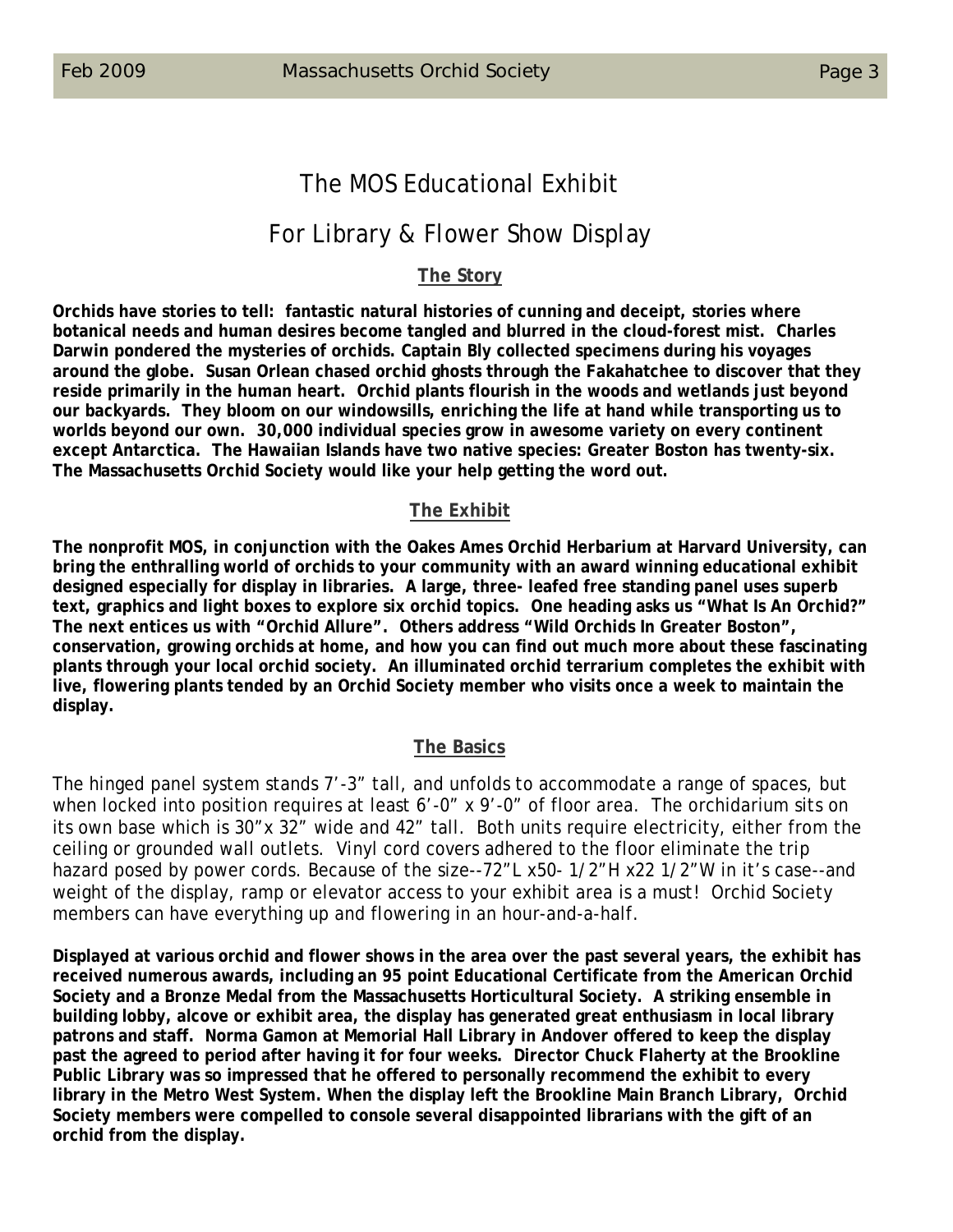# The MOS Educational Exhibit

## For Library & Flower Show Display

### The Story

**Orchids have stories to tell: fantastic natural histories of cunning and deceipt, stories where botanical needs and human desires become tangled and blurred in the cloud-forest mist. Charles Darwin pondered the mysteries of orchids. Captain Bly collected specimens during his voyages around the globe. Susan Orlean chased orchid ghosts through the Fakahatchee to discover that they reside primarily in the human heart. Orchid plants flourish in the woods and wetlands just beyond our backyards. They bloom on our windowsills, enriching the life at hand while transporting us to worlds beyond our own. 30,000 individual species grow in awesome variety on every continent except Antarctica. The Hawaiian Islands have two native species: Greater Boston has twenty-six. The Massachusetts Orchid Society would like your help getting the word out.**

### The Exhibit

**The nonprofit MOS, in conjunction with the Oakes Ames Orchid Herbarium at Harvard University, can bring the enthralling world of orchids to your community with an award winning educational exhibit designed especially for display in libraries. A large, three- leafed free standing panel uses superb text, graphics and light boxes to explore six orchid topics. One heading asks us "What Is An Orchid?" The next entices us with "Orchid Allure". Others address "Wild Orchids In Greater Boston", conservation, growing orchids at home, and how you can find out much more about these fascinating plants through your local orchid society. An illuminated orchid terrarium completes the exhibit with live, flowering plants tended by an Orchid Society member who visits once a week to maintain the display.**

### The Basics

The hinged panel system stands 7'-3" tall, and unfolds to accommodate a range of spaces, but when locked into position requires at least 6'-0" x 9'-0" of floor area. The orchidarium sits on its own base which is 30"x 32" wide and 42" tall. Both units require electricity, either from the ceiling or grounded wall outlets. Vinyl cord covers adhered to the floor eliminate the trip hazard posed by power cords. Because of the size--72"L x50- 1/2"H x22 1/2"W in it's case--and weight of the display, ramp or elevator access to your exhibit area is a must! Orchid Society members can have everything up and flowering in an hour-and-a-half.

**Displayed at various orchid and flower shows in the area over the past several years, the exhibit has received numerous awards, including an 95 point Educational Certificate from the American Orchid Society and a Bronze Medal from the Massachusetts Horticultural Society. A striking ensemble in building lobby, alcove or exhibit area, the display has generated great enthusiasm in local library patrons and staff. Norma Gamon at Memorial Hall Library in Andover offered to keep the display past the agreed to period after having it for four weeks. Director Chuck Flaherty at the Brookline Public Library was so impressed that he offered to personally recommend the exhibit to every library in the Metro West System. When the display left the Brookline Main Branch Library, Orchid Society members were compelled to console several disappointed librarians with the gift of an orchid from the display.**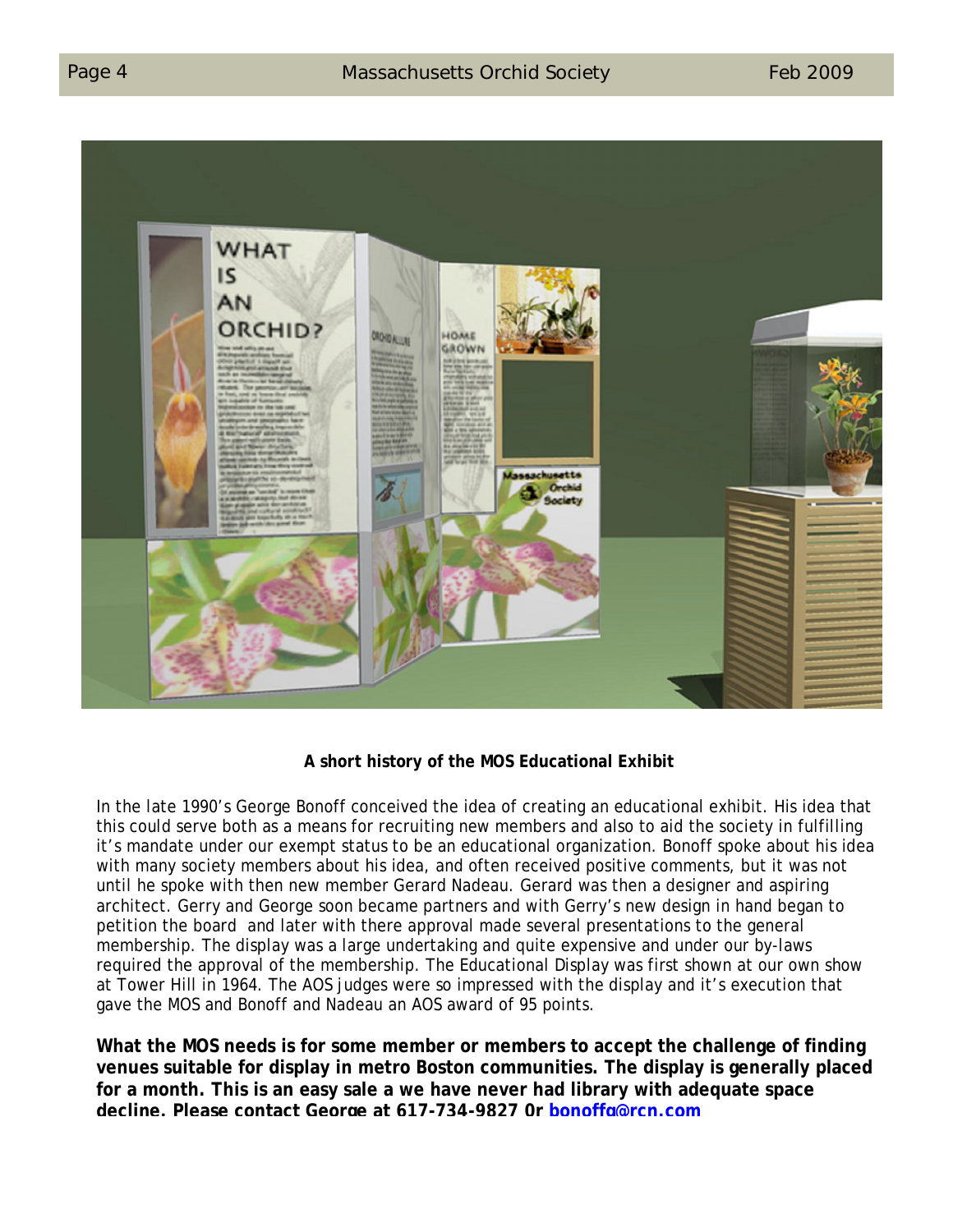**A short history of the MOS Educational Exhibit**

In the late 1990's George Bonoff conceived the idea of creating an educational exhibit. His idea that this could serve both as a means for recruiting new members and also to aid the society in fulfilling it's mandate under our exempt status to be an educational organization. Bonoff spoke about his idea with many society members about his idea, and often received positive comments, but it was not until he spoke with then new member Gerard Nadeau. Gerard was then a designer and aspiring architect. Gerry and George soon became partners and with Gerry's new design in hand began to petition the board and later with there approval made several presentations to the general membership. The display was a large undertaking and quite expensive and under our by-laws required the approval of the membership. The Educational Display was first shown at our own show at Tower Hill in 1964. The AOS judges were so impressed with the display and it's execution that gave the MOS and Bonoff and Nadeau an AOS award of 95 points.

**What the MOS needs is for some member or members to accept the challenge of finding venues suitable for display in metro Boston communities. The display is generally placed for a month. This is an easy sale a we have never had library with adequate space decline. Please contact George at 617-734-9827 Or bonoffg@rcn.com**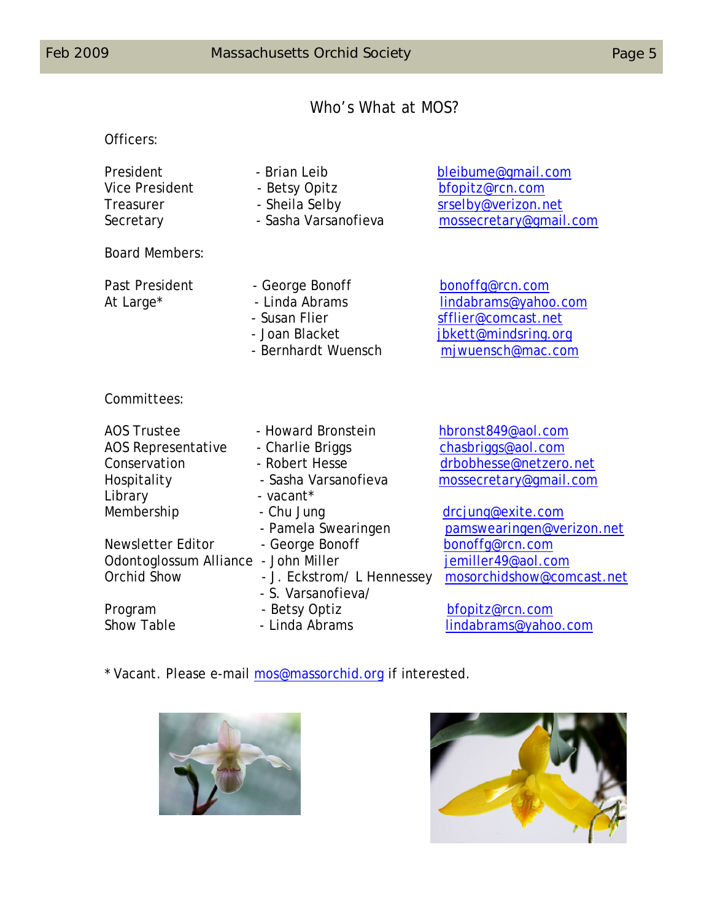# Who's What at MOS?

**Officers:**

| | | |
|---|---|---|
| President | - Brian Leib | bleibume@gmail.com |
| Vice President | - Betsy Opitz | bfopitz@rcn.com |
| Treasurer | - Sheila Selby | srselby@verizon.net |
| Secretary | - Sasha Varsanofieva | mossecretary@gmail.com |

**Board Members:**

| | | |
|---|---|---|
| Past President | - George Bonoff | bonoffg@rcn.com |
| At Large* | - Linda Abrams | lindabrams@yahoo.com |
| | - Susan Flier | sfflier@comcast.net |
| | - Joan Blacket | jbkett@mindsring.org |
| | - Bernhardt Wuensch | mjwuensch@mac.com |

**Committees:**

| | | |
|---|---|---|
| AOS Trustee | - Howard Bronstein | hbronst849@aol.com |
| AOS Representative | - Charlie Briggs | chasbriggs@aol.com |
| Conservation | - Robert Hesse | drbobhesse@netzero.net |
| Hospitality | - Sasha Varsanofieva | mossecretary@gmail.com |
| Library | - vacant* | |
| Membership | - Chu Jung | drcjung@exite.com |
| | - Pamela Swearingen | pamswearingen@verizon.net |
| Newsletter Editor | - George Bonoff | bonoffg@rcn.com |
| Odontoglossum Alliance | - John Miller | jemiller49@aol.com |
| Orchid Show | - J. Eckstrom/ L Hennessey | mosorchidshow@comcast.net |
| | - S. Varsanofieva/ | |
| Program | - Betsy Optiz | bfopitz@rcn.com |
| Show Table | - Linda Abrams | lindabrams@yahoo.com |

* Vacant. Please e-mail mos@massorchid.org if interested.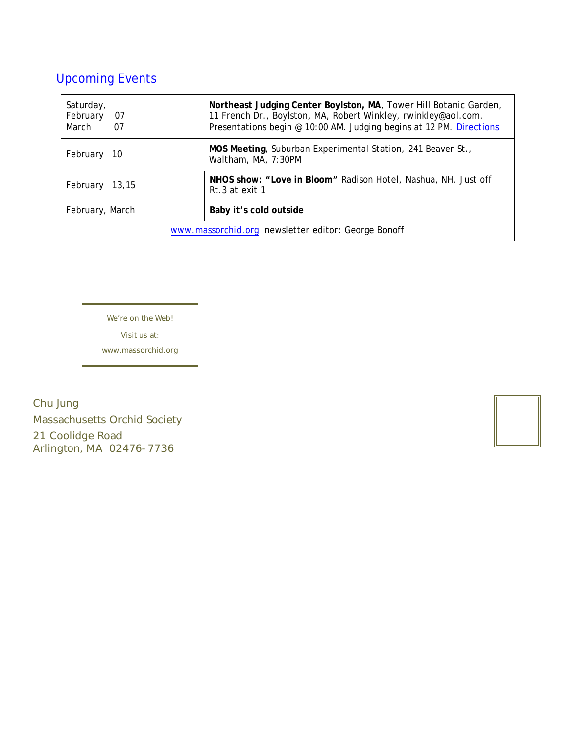## Upcoming Events

| | |
|---|---|
| Saturday,<br>February 07<br>March 07 | **Northeast Judging Center Boylston, MA**, Tower Hill Botanic Garden, 11 French Dr., Boylston, MA, Robert Winkley, rwinkley@aol.com. Presentations begin @ 10:00 AM. Judging begins at 12 PM. Directions |
| February 10 | **MOS Meeting**, Suburban Experimental Station, 241 Beaver St., Waltham, MA, 7:30PM |
| February 13,15 | **NHOS show: "Love in Bloom"** Radison Hotel, Nashua, NH. Just off Rt.3 at exit 1 |
| February, March | **Baby it's cold outside** |
| www.massorchid.org newsletter editor: George Bonoff | |

We're on the Web!

Visit us at:

www.massorchid.org

Chu Jung
Massachusetts Orchid Society
21 Coolidge Road
Arlington, MA 02476-7736